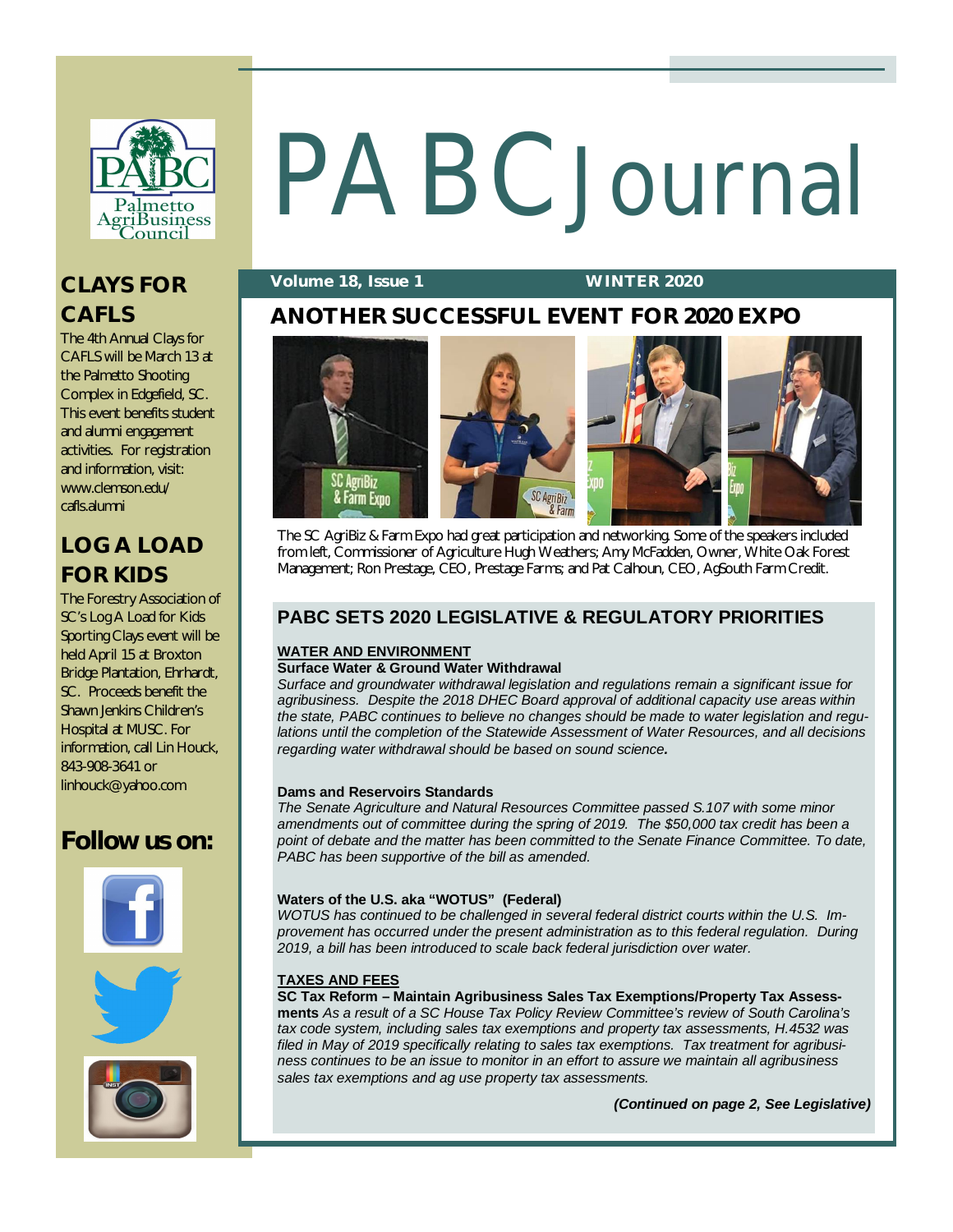# PABC Journal

**Volume 18, Issue 1** **WINTER 2020**

## ANOTHER SUCCESSFUL EVENT FOR 2020 EXPO

The SC AgriBiz & Farm Expo had great participation and networking. Some of the speakers included from left, Commissioner of Agriculture Hugh Weathers; Amy McFadden, Owner, White Oak Forest Management; Ron Prestage, CEO, Prestage Farms; and Pat Calhoun, CEO, AgSouth Farm Credit.

## PABC SETS 2020 LEGISLATIVE & REGULATORY PRIORITIES

### WATER AND ENVIRONMENT

**Surface Water & Ground Water Withdrawal**

*Surface and groundwater withdrawal legislation and regulations remain a significant issue for agribusiness. Despite the 2018 DHEC Board approval of additional capacity use areas within the state, PABC continues to believe no changes should be made to water legislation and regulations until the completion of the Statewide Assessment of Water Resources, and all decisions regarding water withdrawal should be based on sound science.*

**Dams and Reservoirs Standards**

*The Senate Agriculture and Natural Resources Committee passed S.107 with some minor amendments out of committee during the spring of 2019. The $50,000 tax credit has been a point of debate and the matter has been committed to the Senate Finance Committee. To date, PABC has been supportive of the bill as amended.*

**Waters of the U.S. aka "WOTUS" (Federal)**

*WOTUS has continued to be challenged in several federal district courts within the U.S. Improvement has occurred under the present administration as to this federal regulation. During 2019, a bill has been introduced to scale back federal jurisdiction over water.*

### TAXES AND FEES

**SC Tax Reform – Maintain Agribusiness Sales Tax Exemptions/Property Tax Assessments** *As a result of a SC House Tax Policy Review Committee's review of South Carolina's tax code system, including sales tax exemptions and property tax assessments, H.4532 was filed in May of 2019 specifically relating to sales tax exemptions. Tax treatment for agribusiness continues to be an issue to monitor in an effort to assure we maintain all agribusiness sales tax exemptions and ag use property tax assessments.*

***(Continued on page 2, See Legislative)***

## CLAYS FOR CAFLS

The 4th Annual Clays for CAFLS will be March 13 at the Palmetto Shooting Complex in Edgefield, SC. This event benefits student and alumni engagement activities. For registration and information, visit: www.clemson.edu/cafls.alumni

## LOG A LOAD FOR KIDS

The Forestry Association of SC's Log A Load for Kids Sporting Clays event will be held April 15 at Broxton Bridge Plantation, Ehrhardt, SC. Proceeds benefit the Shawn Jenkins Children's Hospital at MUSC. For information, call Lin Houck, 843-908-3641 or linhouck@yahoo.com

## Follow us on: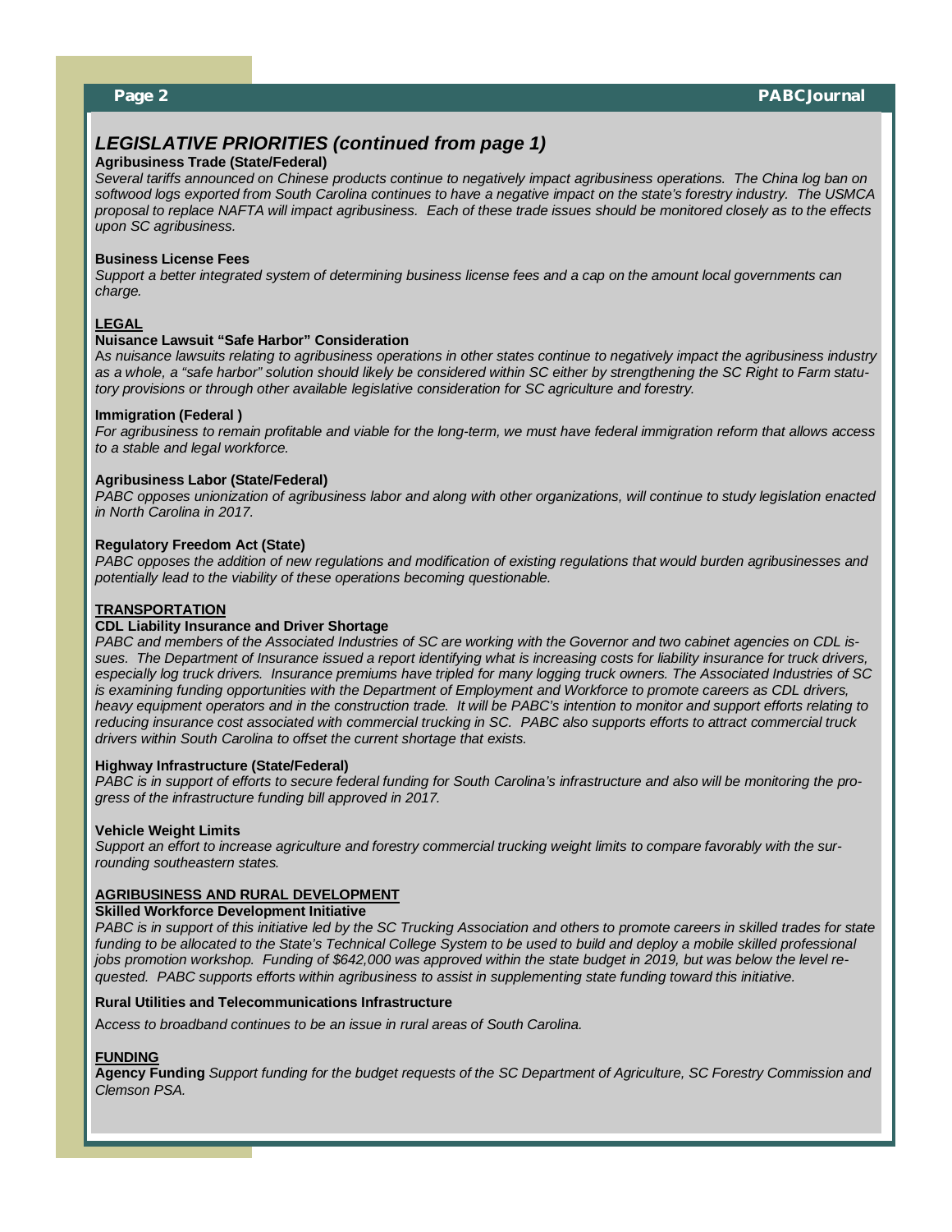## *LEGISLATIVE PRIORITIES (continued from page 1)*

**Agribusiness Trade (State/Federal)**

*Several tariffs announced on Chinese products continue to negatively impact agribusiness operations. The China log ban on softwood logs exported from South Carolina continues to have a negative impact on the state's forestry industry. The USMCA proposal to replace NAFTA will impact agribusiness. Each of these trade issues should be monitored closely as to the effects upon SC agribusiness.*

**Business License Fees**

*Support a better integrated system of determining business license fees and a cap on the amount local governments can charge.*

### LEGAL

**Nuisance Lawsuit "Safe Harbor" Consideration**

*As nuisance lawsuits relating to agribusiness operations in other states continue to negatively impact the agribusiness industry as a whole, a "safe harbor" solution should likely be considered within SC either by strengthening the SC Right to Farm statutory provisions or through other available legislative consideration for SC agriculture and forestry.*

**Immigration (Federal )**

*For agribusiness to remain profitable and viable for the long-term, we must have federal immigration reform that allows access to a stable and legal workforce.*

**Agribusiness Labor (State/Federal)**

*PABC opposes unionization of agribusiness labor and along with other organizations, will continue to study legislation enacted in North Carolina in 2017.*

**Regulatory Freedom Act (State)**

*PABC opposes the addition of new regulations and modification of existing regulations that would burden agribusinesses and potentially lead to the viability of these operations becoming questionable.*

### TRANSPORTATION

**CDL Liability Insurance and Driver Shortage**

*PABC and members of the Associated Industries of SC are working with the Governor and two cabinet agencies on CDL issues. The Department of Insurance issued a report identifying what is increasing costs for liability insurance for truck drivers, especially log truck drivers. Insurance premiums have tripled for many logging truck owners. The Associated Industries of SC is examining funding opportunities with the Department of Employment and Workforce to promote careers as CDL drivers, heavy equipment operators and in the construction trade. It will be PABC's intention to monitor and support efforts relating to reducing insurance cost associated with commercial trucking in SC. PABC also supports efforts to attract commercial truck drivers within South Carolina to offset the current shortage that exists.*

**Highway Infrastructure (State/Federal)**

*PABC is in support of efforts to secure federal funding for South Carolina's infrastructure and also will be monitoring the progress of the infrastructure funding bill approved in 2017.*

**Vehicle Weight Limits**

*Support an effort to increase agriculture and forestry commercial trucking weight limits to compare favorably with the surrounding southeastern states.*

### AGRIBUSINESS AND RURAL DEVELOPMENT

**Skilled Workforce Development Initiative**

*PABC is in support of this initiative led by the SC Trucking Association and others to promote careers in skilled trades for state funding to be allocated to the State's Technical College System to be used to build and deploy a mobile skilled professional jobs promotion workshop. Funding of $642,000 was approved within the state budget in 2019, but was below the level requested. PABC supports efforts within agribusiness to assist in supplementing state funding toward this initiative.*

**Rural Utilities and Telecommunications Infrastructure**

*Access to broadband continues to be an issue in rural areas of South Carolina.*

### FUNDING

**Agency Funding** *Support funding for the budget requests of the SC Department of Agriculture, SC Forestry Commission and Clemson PSA.*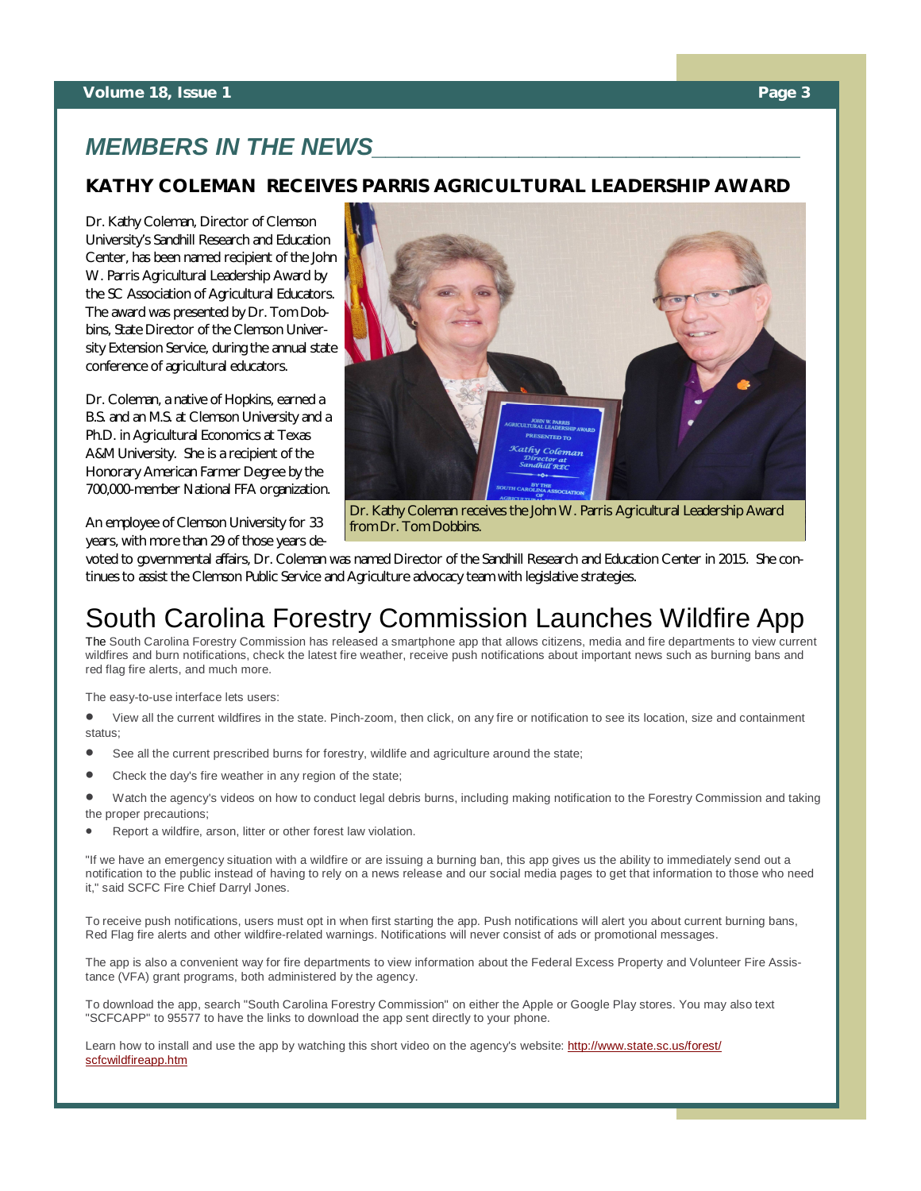## *MEMBERS IN THE NEWS*

### KATHY COLEMAN RECEIVES PARRIS AGRICULTURAL LEADERSHIP AWARD

Dr. Kathy Coleman, Director of Clemson University's Sandhill Research and Education Center, has been named recipient of the John W. Parris Agricultural Leadership Award by the SC Association of Agricultural Educators. The award was presented by Dr. Tom Dobbins, State Director of the Clemson University Extension Service, during the annual state conference of agricultural educators.

Dr. Coleman, a native of Hopkins, earned a B.S. and an M.S. at Clemson University and a Ph.D. in Agricultural Economics at Texas A&M University. She is a recipient of the Honorary American Farmer Degree by the 700,000-member National FFA organization.

Dr. Kathy Coleman receives the John W. Parris Agricultural Leadership Award from Dr. Tom Dobbins.

An employee of Clemson University for 33 years, with more than 29 of those years devoted to governmental affairs, Dr. Coleman was named Director of the Sandhill Research and Education Center in 2015. She continues to assist the Clemson Public Service and Agriculture advocacy team with legislative strategies.

# South Carolina Forestry Commission Launches Wildfire App

The South Carolina Forestry Commission has released a smartphone app that allows citizens, media and fire departments to view current wildfires and burn notifications, check the latest fire weather, receive push notifications about important news such as burning bans and red flag fire alerts, and much more.

The easy-to-use interface lets users:

- View all the current wildfires in the state. Pinch-zoom, then click, on any fire or notification to see its location, size and containment status;
- See all the current prescribed burns for forestry, wildlife and agriculture around the state;
- Check the day's fire weather in any region of the state;
- Watch the agency's videos on how to conduct legal debris burns, including making notification to the Forestry Commission and taking the proper precautions;
- Report a wildfire, arson, litter or other forest law violation.

"If we have an emergency situation with a wildfire or are issuing a burning ban, this app gives us the ability to immediately send out a notification to the public instead of having to rely on a news release and our social media pages to get that information to those who need it," said SCFC Fire Chief Darryl Jones.

To receive push notifications, users must opt in when first starting the app. Push notifications will alert you about current burning bans, Red Flag fire alerts and other wildfire-related warnings. Notifications will never consist of ads or promotional messages.

The app is also a convenient way for fire departments to view information about the Federal Excess Property and Volunteer Fire Assistance (VFA) grant programs, both administered by the agency.

To download the app, search "South Carolina Forestry Commission" on either the Apple or Google Play stores. You may also text "SCFCAPP" to 95577 to have the links to download the app sent directly to your phone.

Learn how to install and use the app by watching this short video on the agency's website: http://www.state.sc.us/forest/scfcwildfireapp.htm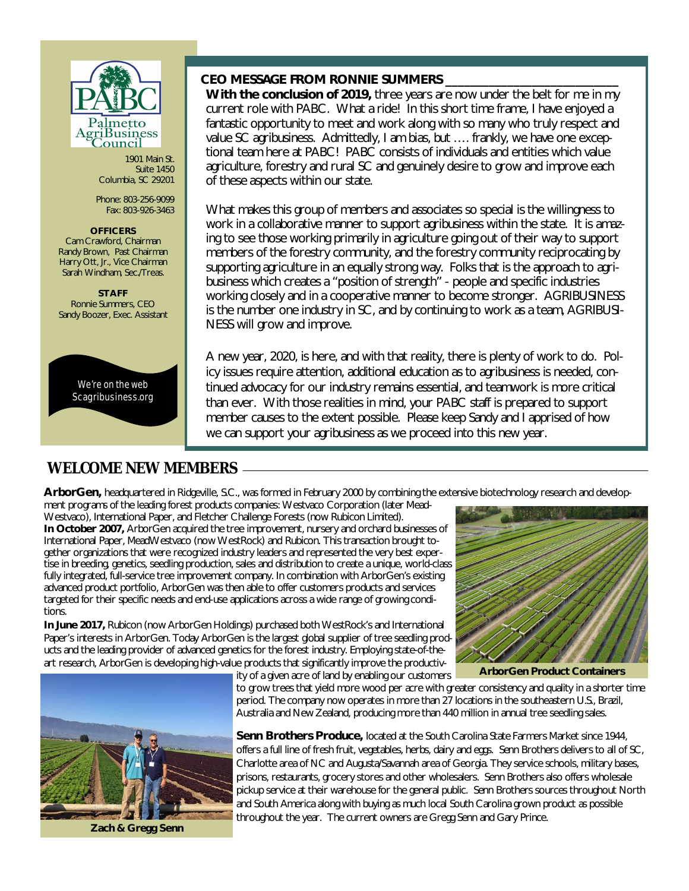Palmetto AgriBusiness Council

1901 Main St.
Suite 1450
Columbia, SC 29201

Phone: 803-256-9099
Fax: 803-926-3463

**OFFICERS**
Cam Crawford, Chairman
Randy Brown, Past Chairman
Harry Ott, Jr., Vice Chairman
Sarah Windham, Sec./Treas.

**STAFF**
Ronnie Summers, CEO
Sandy Boozer, Exec. Assistant

*We're on the web*
*Scagribusiness.org*

## CEO MESSAGE FROM RONNIE SUMMERS

**With the conclusion of 2019,** three years are now under the belt for me in my current role with PABC. What a ride! In this short time frame, I have enjoyed a fantastic opportunity to meet and work along with so many who truly respect and value SC agribusiness. Admittedly, I am bias, but …. frankly, we have one exceptional team here at PABC! PABC consists of individuals and entities which value agriculture, forestry and rural SC and genuinely desire to grow and improve each of these aspects within our state.

What makes this group of members and associates so special is the willingness to work in a collaborative manner to support agribusiness within the state. It is amazing to see those working primarily in agriculture going out of their way to support members of the forestry community, and the forestry community reciprocating by supporting agriculture in an equally strong way. Folks that is the approach to agribusiness which creates a "position of strength" - people and specific industries working closely and in a cooperative manner to become stronger. AGRIBUSINESS is the number one industry in SC, and by continuing to work as a team, AGRIBUSINESS will grow and improve.

A new year, 2020, is here, and with that reality, there is plenty of work to do. Policy issues require attention, additional education as to agribusiness is needed, continued advocacy for our industry remains essential, and teamwork is more critical than ever. With those realities in mind, your PABC staff is prepared to support member causes to the extent possible. Please keep Sandy and I apprised of how we can support your agribusiness as we proceed into this new year.

## WELCOME NEW MEMBERS

**ArborGen,** headquartered in Ridgeville, S.C., was formed in February 2000 by combining the extensive biotechnology research and development programs of the leading forest products companies: Westvaco Corporation (later MeadWestvaco), International Paper, and Fletcher Challenge Forests (now Rubicon Limited).

**In October 2007,** ArborGen acquired the tree improvement, nursery and orchard businesses of International Paper, MeadWestvaco (now WestRock) and Rubicon. This transaction brought together organizations that were recognized industry leaders and represented the very best expertise in breeding, genetics, seedling production, sales and distribution to create a unique, world-class fully integrated, full-service tree improvement company. In combination with ArborGen's existing advanced product portfolio, ArborGen was then able to offer customers products and services targeted for their specific needs and end-use applications across a wide range of growing conditions.

**In June 2017,** Rubicon (now ArborGen Holdings) purchased both WestRock's and International Paper's interests in ArborGen. Today ArborGen is the largest global supplier of tree seedling products and the leading provider of advanced genetics for the forest industry. Employing state-of-the-art research, ArborGen is developing high-value products that significantly improve the productivity of a given acre of land by enabling our customers to grow trees that yield more wood per acre with greater consistency and quality in a shorter time period. The company now operates in more than 27 locations in the southeastern U.S., Brazil, Australia and New Zealand, producing more than 440 million in annual tree seedling sales.

**ArborGen Product Containers**

**Senn Brothers Produce,** located at the South Carolina State Farmers Market since 1944, offers a full line of fresh fruit, vegetables, herbs, dairy and eggs. Senn Brothers delivers to all of SC, Charlotte area of NC and Augusta/Savannah area of Georgia. They service schools, military bases, prisons, restaurants, grocery stores and other wholesalers. Senn Brothers also offers wholesale pickup service at their warehouse for the general public. Senn Brothers sources throughout North and South America along with buying as much local South Carolina grown product as possible throughout the year. The current owners are Gregg Senn and Gary Prince.

**Zach & Gregg Senn**